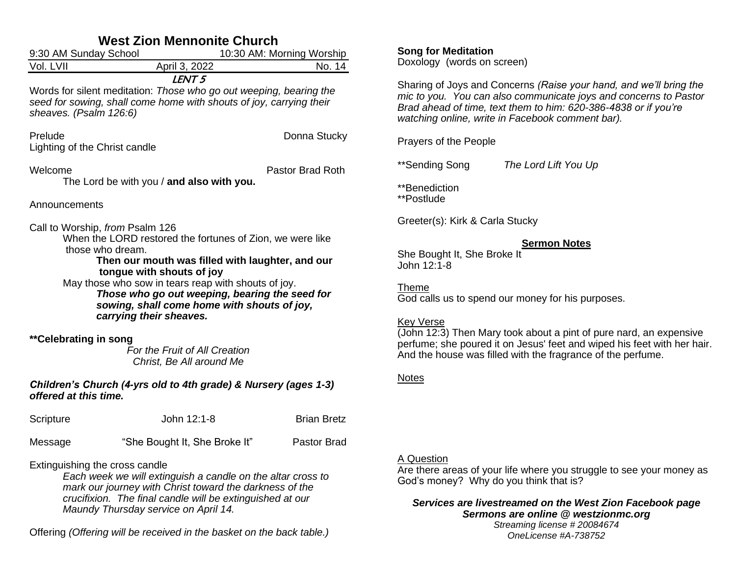# West Zion Mennonite Church

| 9:30 AM Sunday School | | 10:30 AM: Morning Worship |
|---|---|---|
| Vol. LVII | April 3, 2022 | No. 14 |

**LENT 5**

Words for silent meditation: *Those who go out weeping, bearing the seed for sowing, shall come home with shouts of joy, carrying their sheaves. (Psalm 126:6)*

Prelude — Donna Stucky

Lighting of the Christ candle

Welcome — Pastor Brad Roth

The Lord be with you / **and also with you.**

Announcements

Call to Worship, *from* Psalm 126

When the LORD restored the fortunes of Zion, we were like those who dream.

**Then our mouth was filled with laughter, and our tongue with shouts of joy**

May those who sow in tears reap with shouts of joy.

***Those who go out weeping, bearing the seed for sowing, shall come home with shouts of joy, carrying their sheaves.***

**\*\*Celebrating in song**

*For the Fruit of All Creation*

*Christ, Be All around Me*

***Children's Church (4-yrs old to 4th grade) & Nursery (ages 1-3) offered at this time.***

Scripture — John 12:1-8 — Brian Bretz

Message — "She Bought It, She Broke It" — Pastor Brad

Extinguishing the cross candle

*Each week we will extinguish a candle on the altar cross to mark our journey with Christ toward the darkness of the crucifixion. The final candle will be extinguished at our Maundy Thursday service on April 14.*

Offering *(Offering will be received in the basket on the back table.)*

**Song for Meditation**

Doxology (words on screen)

Sharing of Joys and Concerns *(Raise your hand, and we'll bring the mic to you. You can also communicate joys and concerns to Pastor Brad ahead of time, text them to him: 620-386-4838 or if you're watching online, write in Facebook comment bar).*

Prayers of the People

\*\*Sending Song — *The Lord Lift You Up*

\*\*Benediction

\*\*Postlude

Greeter(s): Kirk & Carla Stucky

## Sermon Notes

She Bought It, She Broke It

John 12:1-8

Theme

God calls us to spend our money for his purposes.

Key Verse

(John 12:3) Then Mary took about a pint of pure nard, an expensive perfume; she poured it on Jesus' feet and wiped his feet with her hair. And the house was filled with the fragrance of the perfume.

Notes

A Question

Are there areas of your life where you struggle to see your money as God's money? Why do you think that is?

***Services are livestreamed on the West Zion Facebook page***

***Sermons are online @ westzionmc.org***

*Streaming license # 20084674*

*OneLicense #A-738752*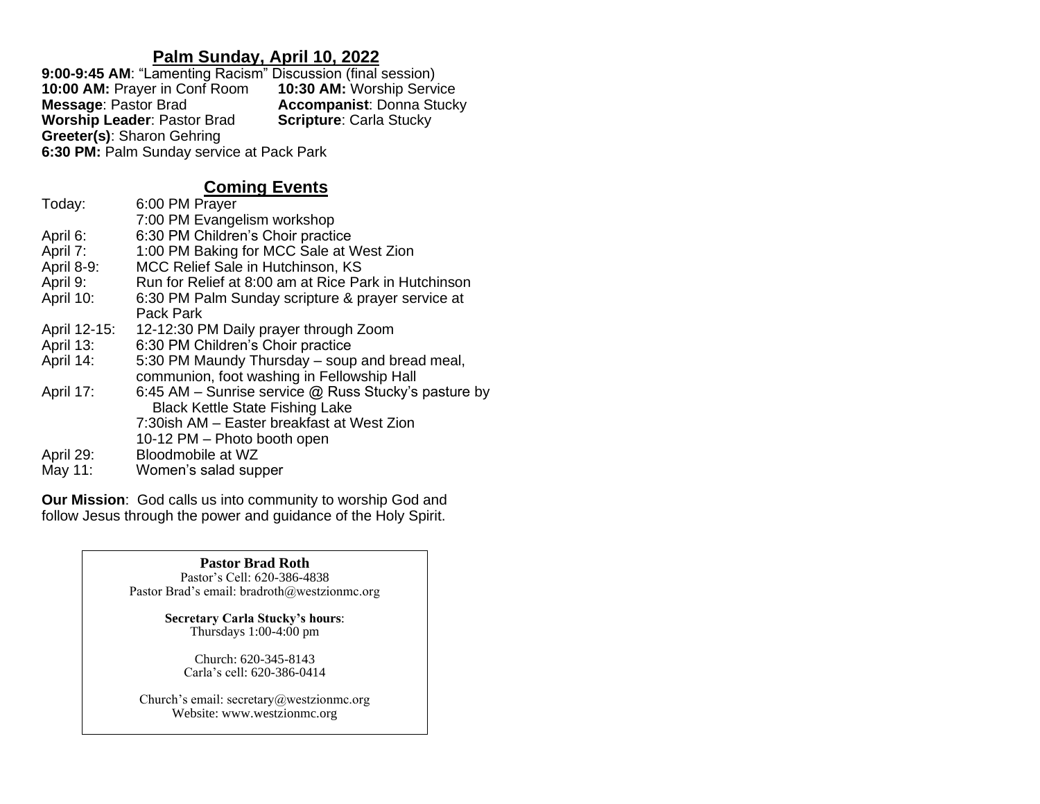## Palm Sunday, April 10, 2022

**9:00-9:45 AM**: "Lamenting Racism" Discussion (final session)
**10:00 AM:** Prayer in Conf Room
**10:30 AM:** Worship Service
**Message**: Pastor Brad
**Accompanist**: Donna Stucky
**Worship Leader**: Pastor Brad
**Scripture**: Carla Stucky
**Greeter(s)**: Sharon Gehring
**6:30 PM:** Palm Sunday service at Pack Park

## Coming Events

| | |
|---|---|
| Today: | 6:00 PM Prayer<br>7:00 PM Evangelism workshop |
| April 6: | 6:30 PM Children's Choir practice |
| April 7: | 1:00 PM Baking for MCC Sale at West Zion |
| April 8-9: | MCC Relief Sale in Hutchinson, KS |
| April 9: | Run for Relief at 8:00 am at Rice Park in Hutchinson |
| April 10: | 6:30 PM Palm Sunday scripture & prayer service at Pack Park |
| April 12-15: | 12-12:30 PM Daily prayer through Zoom |
| April 13: | 6:30 PM Children's Choir practice |
| April 14: | 5:30 PM Maundy Thursday – soup and bread meal, communion, foot washing in Fellowship Hall |
| April 17: | 6:45 AM – Sunrise service @ Russ Stucky's pasture by Black Kettle State Fishing Lake<br>7:30ish AM – Easter breakfast at West Zion<br>10-12 PM – Photo booth open |
| April 29: | Bloodmobile at WZ |
| May 11: | Women's salad supper |

**Our Mission**: God calls us into community to worship God and follow Jesus through the power and guidance of the Holy Spirit.

**Pastor Brad Roth**
Pastor's Cell: 620-386-4838
Pastor Brad's email: bradroth@westzionmc.org

**Secretary Carla Stucky's hours**:
Thursdays 1:00-4:00 pm

Church: 620-345-8143
Carla's cell: 620-386-0414

Church's email: secretary@westzionmc.org
Website: www.westzionmc.org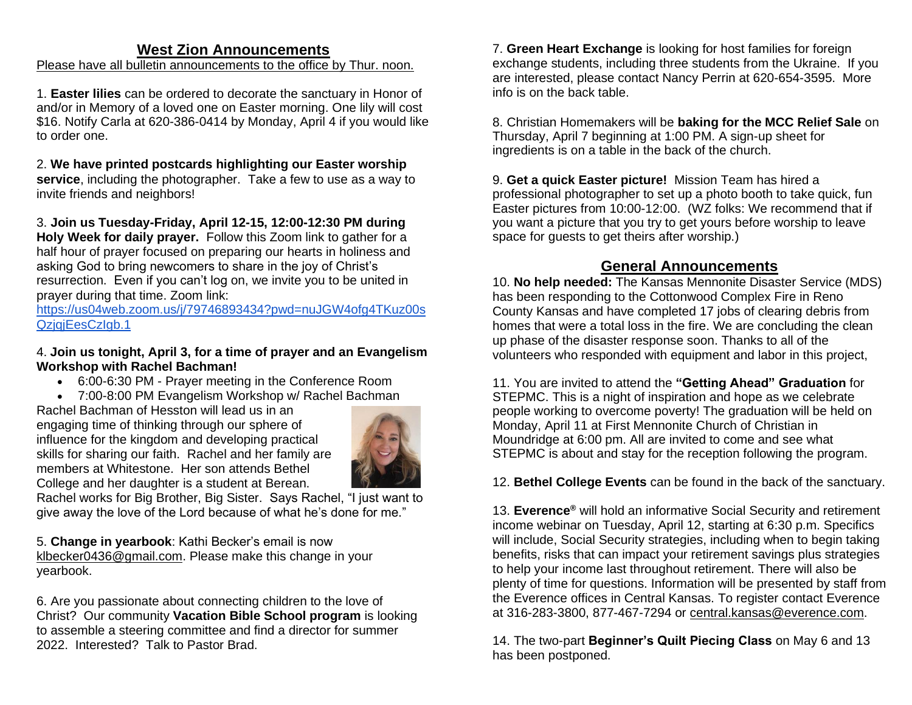## West Zion Announcements

Please have all bulletin announcements to the office by Thur. noon.

1. **Easter lilies** can be ordered to decorate the sanctuary in Honor of and/or in Memory of a loved one on Easter morning. One lily will cost $16. Notify Carla at 620-386-0414 by Monday, April 4 if you would like to order one.

2. **We have printed postcards highlighting our Easter worship service**, including the photographer. Take a few to use as a way to invite friends and neighbors!

3. **Join us Tuesday-Friday, April 12-15, 12:00-12:30 PM during Holy Week for daily prayer.** Follow this Zoom link to gather for a half hour of prayer focused on preparing our hearts in holiness and asking God to bring newcomers to share in the joy of Christ's resurrection. Even if you can't log on, we invite you to be united in prayer during that time. Zoom link: https://us04web.zoom.us/j/79746893434?pwd=nuJGW4ofg4TKuz00sQzjqjEesCzIgb.1

4. **Join us tonight, April 3, for a time of prayer and an Evangelism Workshop with Rachel Bachman!**

- 6:00-6:30 PM - Prayer meeting in the Conference Room
- 7:00-8:00 PM Evangelism Workshop w/ Rachel Bachman

Rachel Bachman of Hesston will lead us in an engaging time of thinking through our sphere of influence for the kingdom and developing practical skills for sharing our faith. Rachel and her family are members at Whitestone. Her son attends Bethel College and her daughter is a student at Berean. Rachel works for Big Brother, Big Sister. Says Rachel, "I just want to give away the love of the Lord because of what he's done for me."

5. **Change in yearbook**: Kathi Becker's email is now klbecker0436@gmail.com. Please make this change in your yearbook.

6. Are you passionate about connecting children to the love of Christ? Our community **Vacation Bible School program** is looking to assemble a steering committee and find a director for summer 2022. Interested? Talk to Pastor Brad.

7. **Green Heart Exchange** is looking for host families for foreign exchange students, including three students from the Ukraine. If you are interested, please contact Nancy Perrin at 620-654-3595. More info is on the back table.

8. Christian Homemakers will be **baking for the MCC Relief Sale** on Thursday, April 7 beginning at 1:00 PM. A sign-up sheet for ingredients is on a table in the back of the church.

9. **Get a quick Easter picture!** Mission Team has hired a professional photographer to set up a photo booth to take quick, fun Easter pictures from 10:00-12:00. (WZ folks: We recommend that if you want a picture that you try to get yours before worship to leave space for guests to get theirs after worship.)

## General Announcements

10. **No help needed:** The Kansas Mennonite Disaster Service (MDS) has been responding to the Cottonwood Complex Fire in Reno County Kansas and have completed 17 jobs of clearing debris from homes that were a total loss in the fire. We are concluding the clean up phase of the disaster response soon. Thanks to all of the volunteers who responded with equipment and labor in this project,

11. You are invited to attend the **"Getting Ahead" Graduation** for STEPMC. This is a night of inspiration and hope as we celebrate people working to overcome poverty! The graduation will be held on Monday, April 11 at First Mennonite Church of Christian in Moundridge at 6:00 pm. All are invited to come and see what STEPMC is about and stay for the reception following the program.

12. **Bethel College Events** can be found in the back of the sanctuary.

13. **Everence®** will hold an informative Social Security and retirement income webinar on Tuesday, April 12, starting at 6:30 p.m. Specifics will include, Social Security strategies, including when to begin taking benefits, risks that can impact your retirement savings plus strategies to help your income last throughout retirement. There will also be plenty of time for questions. Information will be presented by staff from the Everence offices in Central Kansas. To register contact Everence at 316-283-3800, 877-467-7294 or central.kansas@everence.com.

14. The two-part **Beginner's Quilt Piecing Class** on May 6 and 13 has been postponed.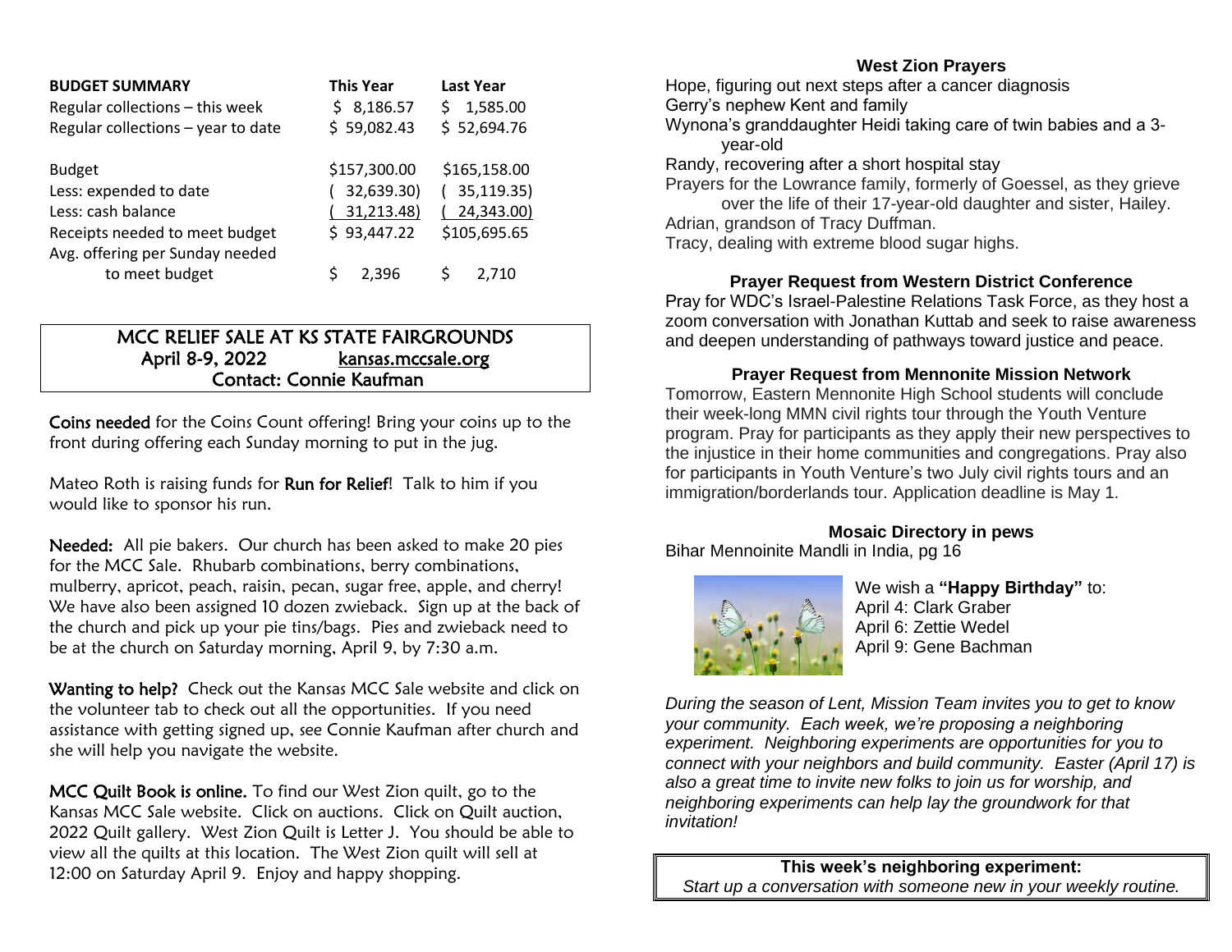| BUDGET SUMMARY | This Year | Last Year |
|---|---|---|
| Regular collections – this week | $ 8,186.57 | $ 1,585.00 |
| Regular collections – year to date | $ 59,082.43 | $ 52,694.76 |
| | | |
| Budget | $157,300.00 | $165,158.00 |
| Less: expended to date | ( 32,639.30) | ( 35,119.35) |
| Less: cash balance | ( 31,213.48) | ( 24,343.00) |
| Receipts needed to meet budget | $ 93,447.22 | $105,695.65 |
| Avg. offering per Sunday needed to meet budget | $ 2,396 | $ 2,710 |

**MCC RELIEF SALE AT KS STATE FAIRGROUNDS**
**April 8-9, 2022** kansas.mccsale.org
**Contact: Connie Kaufman**

**Coins needed** for the Coins Count offering! Bring your coins up to the front during offering each Sunday morning to put in the jug.

Mateo Roth is raising funds for **Run for Relief**! Talk to him if you would like to sponsor his run.

**Needed:** All pie bakers. Our church has been asked to make 20 pies for the MCC Sale. Rhubarb combinations, berry combinations, mulberry, apricot, peach, raisin, pecan, sugar free, apple, and cherry! We have also been assigned 10 dozen zwieback. Sign up at the back of the church and pick up your pie tins/bags. Pies and zwieback need to be at the church on Saturday morning, April 9, by 7:30 a.m.

**Wanting to help?** Check out the Kansas MCC Sale website and click on the volunteer tab to check out all the opportunities. If you need assistance with getting signed up, see Connie Kaufman after church and she will help you navigate the website.

**MCC Quilt Book is online.** To find our West Zion quilt, go to the Kansas MCC Sale website. Click on auctions. Click on Quilt auction, 2022 Quilt gallery. West Zion Quilt is Letter J. You should be able to view all the quilts at this location. The West Zion quilt will sell at 12:00 on Saturday April 9. Enjoy and happy shopping.

### West Zion Prayers

Hope, figuring out next steps after a cancer diagnosis
Gerry's nephew Kent and family
Wynona's granddaughter Heidi taking care of twin babies and a 3-year-old
Randy, recovering after a short hospital stay
Prayers for the Lowrance family, formerly of Goessel, as they grieve over the life of their 17-year-old daughter and sister, Hailey.
Adrian, grandson of Tracy Duffman.
Tracy, dealing with extreme blood sugar highs.

### Prayer Request from Western District Conference

Pray for WDC's Israel-Palestine Relations Task Force, as they host a zoom conversation with Jonathan Kuttab and seek to raise awareness and deepen understanding of pathways toward justice and peace.

### Prayer Request from Mennonite Mission Network

Tomorrow, Eastern Mennonite High School students will conclude their week-long MMN civil rights tour through the Youth Venture program. Pray for participants as they apply their new perspectives to the injustice in their home communities and congregations. Pray also for participants in Youth Venture's two July civil rights tours and an immigration/borderlands tour. Application deadline is May 1.

### Mosaic Directory in pews

Bihar Mennoinite Mandli in India, pg 16

We wish a **"Happy Birthday"** to:
April 4: Clark Graber
April 6: Zettie Wedel
April 9: Gene Bachman

*During the season of Lent, Mission Team invites you to get to know your community. Each week, we're proposing a neighboring experiment. Neighboring experiments are opportunities for you to connect with your neighbors and build community. Easter (April 17) is also a great time to invite new folks to join us for worship, and neighboring experiments can help lay the groundwork for that invitation!*

**This week's neighboring experiment:**
*Start up a conversation with someone new in your weekly routine.*